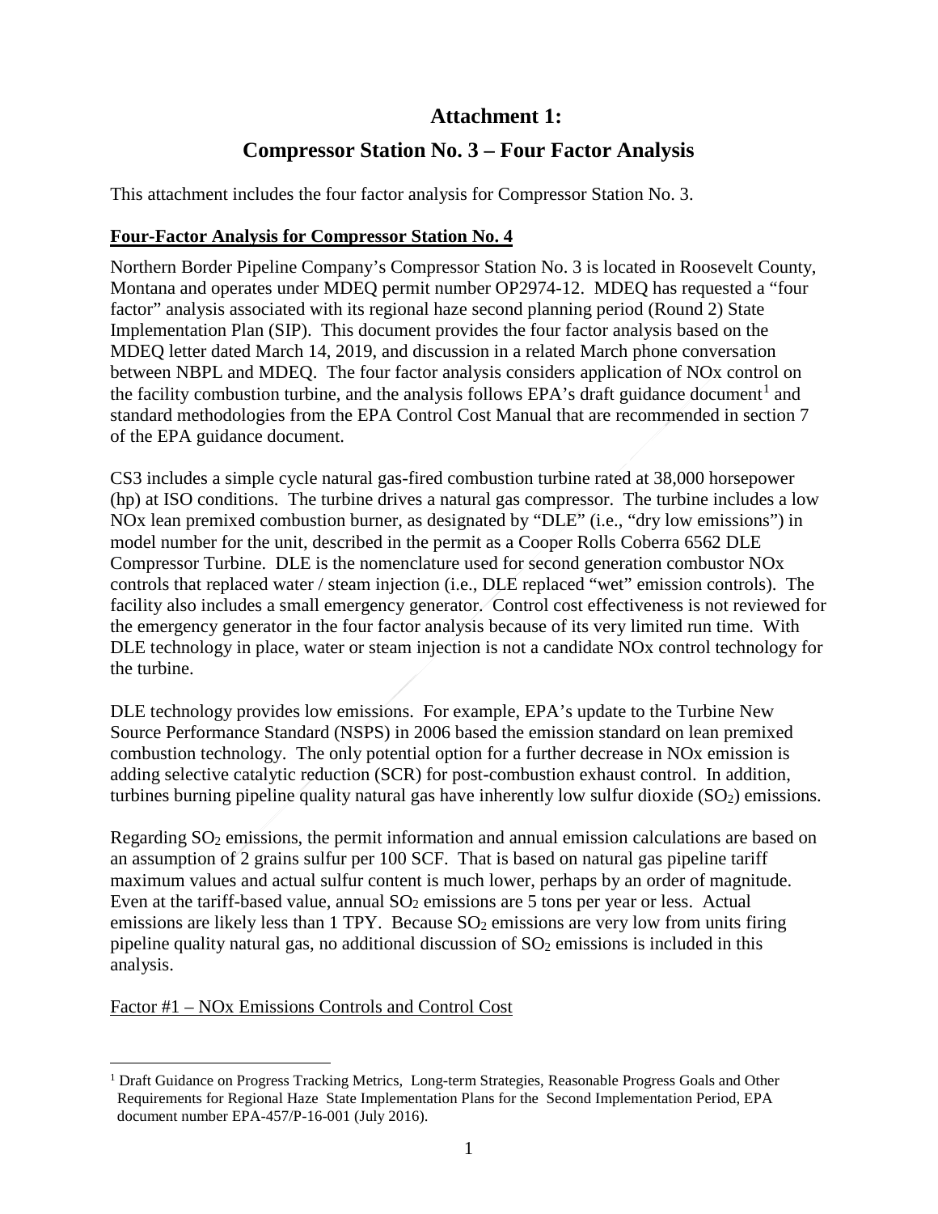# Attachment 1:

## Compressor Station No. 3 – Four Factor Analysis

This attachment includes the four factor analysis for Compressor Station No. 3.

**Four-Factor Analysis for Compressor Station No. 4**

Northern Border Pipeline Company's Compressor Station No. 3 is located in Roosevelt County, Montana and operates under MDEQ permit number OP2974-12. MDEQ has requested a "four factor" analysis associated with its regional haze second planning period (Round 2) State Implementation Plan (SIP). This document provides the four factor analysis based on the MDEQ letter dated March 14, 2019, and discussion in a related March phone conversation between NBPL and MDEQ. The four factor analysis considers application of NOx control on the facility combustion turbine, and the analysis follows EPA's draft guidance document[1] and standard methodologies from the EPA Control Cost Manual that are recommended in section 7 of the EPA guidance document.

CS3 includes a simple cycle natural gas-fired combustion turbine rated at 38,000 horsepower (hp) at ISO conditions. The turbine drives a natural gas compressor. The turbine includes a low NOx lean premixed combustion burner, as designated by "DLE" (i.e., "dry low emissions") in model number for the unit, described in the permit as a Cooper Rolls Coberra 6562 DLE Compressor Turbine. DLE is the nomenclature used for second generation combustor NOx controls that replaced water / steam injection (i.e., DLE replaced "wet" emission controls). The facility also includes a small emergency generator. Control cost effectiveness is not reviewed for the emergency generator in the four factor analysis because of its very limited run time. With DLE technology in place, water or steam injection is not a candidate NOx control technology for the turbine.

DLE technology provides low emissions. For example, EPA's update to the Turbine New Source Performance Standard (NSPS) in 2006 based the emission standard on lean premixed combustion technology. The only potential option for a further decrease in NOx emission is adding selective catalytic reduction (SCR) for post-combustion exhaust control. In addition, turbines burning pipeline quality natural gas have inherently low sulfur dioxide ($SO_2$) emissions.

Regarding $SO_2$ emissions, the permit information and annual emission calculations are based on an assumption of 2 grains sulfur per 100 SCF. That is based on natural gas pipeline tariff maximum values and actual sulfur content is much lower, perhaps by an order of magnitude. Even at the tariff-based value, annual $SO_2$ emissions are 5 tons per year or less. Actual emissions are likely less than 1 TPY. Because $SO_2$ emissions are very low from units firing pipeline quality natural gas, no additional discussion of $SO_2$ emissions is included in this analysis.

Factor #1 – NOx Emissions Controls and Control Cost

[1] Draft Guidance on Progress Tracking Metrics, Long-term Strategies, Reasonable Progress Goals and Other Requirements for Regional Haze State Implementation Plans for the Second Implementation Period, EPA document number EPA-457/P-16-001 (July 2016).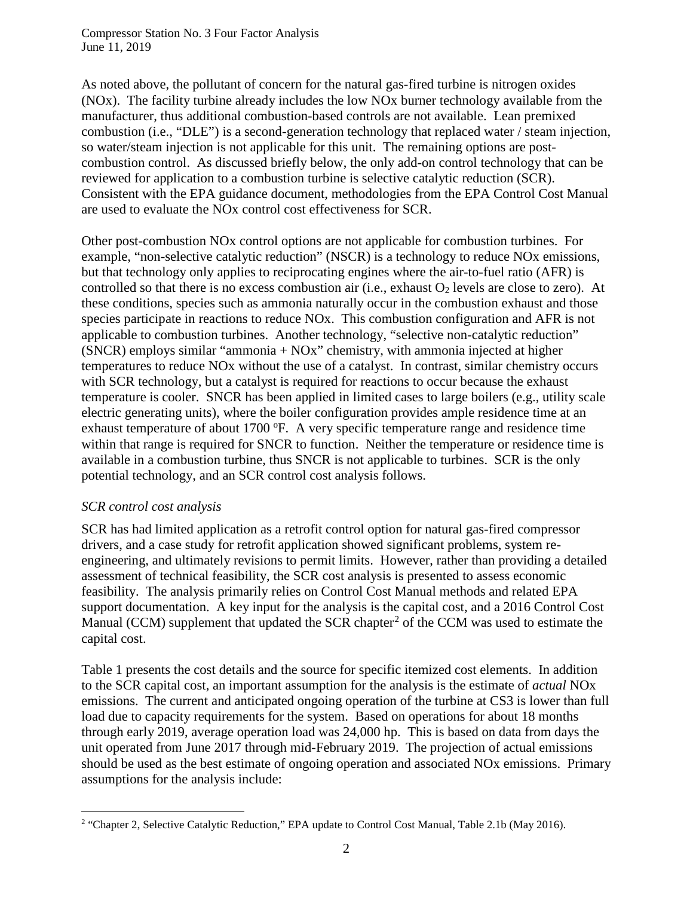As noted above, the pollutant of concern for the natural gas-fired turbine is nitrogen oxides (NOx). The facility turbine already includes the low NOx burner technology available from the manufacturer, thus additional combustion-based controls are not available. Lean premixed combustion (i.e., "DLE") is a second-generation technology that replaced water / steam injection, so water/steam injection is not applicable for this unit. The remaining options are post-combustion control. As discussed briefly below, the only add-on control technology that can be reviewed for application to a combustion turbine is selective catalytic reduction (SCR). Consistent with the EPA guidance document, methodologies from the EPA Control Cost Manual are used to evaluate the NOx control cost effectiveness for SCR.

Other post-combustion NOx control options are not applicable for combustion turbines. For example, "non-selective catalytic reduction" (NSCR) is a technology to reduce NOx emissions, but that technology only applies to reciprocating engines where the air-to-fuel ratio (AFR) is controlled so that there is no excess combustion air (i.e., exhaust $O_2$ levels are close to zero). At these conditions, species such as ammonia naturally occur in the combustion exhaust and those species participate in reactions to reduce NOx. This combustion configuration and AFR is not applicable to combustion turbines. Another technology, "selective non-catalytic reduction" (SNCR) employs similar "ammonia + NOx" chemistry, with ammonia injected at higher temperatures to reduce NOx without the use of a catalyst. In contrast, similar chemistry occurs with SCR technology, but a catalyst is required for reactions to occur because the exhaust temperature is cooler. SNCR has been applied in limited cases to large boilers (e.g., utility scale electric generating units), where the boiler configuration provides ample residence time at an exhaust temperature of about 1700 ºF. A very specific temperature range and residence time within that range is required for SNCR to function. Neither the temperature or residence time is available in a combustion turbine, thus SNCR is not applicable to turbines. SCR is the only potential technology, and an SCR control cost analysis follows.

*SCR control cost analysis*

SCR has had limited application as a retrofit control option for natural gas-fired compressor drivers, and a case study for retrofit application showed significant problems, system re-engineering, and ultimately revisions to permit limits. However, rather than providing a detailed assessment of technical feasibility, the SCR cost analysis is presented to assess economic feasibility. The analysis primarily relies on Control Cost Manual methods and related EPA support documentation. A key input for the analysis is the capital cost, and a 2016 Control Cost Manual (CCM) supplement that updated the SCR chapter[2] of the CCM was used to estimate the capital cost.

Table 1 presents the cost details and the source for specific itemized cost elements. In addition to the SCR capital cost, an important assumption for the analysis is the estimate of *actual* NOx emissions. The current and anticipated ongoing operation of the turbine at CS3 is lower than full load due to capacity requirements for the system. Based on operations for about 18 months through early 2019, average operation load was 24,000 hp. This is based on data from days the unit operated from June 2017 through mid-February 2019. The projection of actual emissions should be used as the best estimate of ongoing operation and associated NOx emissions. Primary assumptions for the analysis include:

[2] "Chapter 2, Selective Catalytic Reduction," EPA update to Control Cost Manual, Table 2.1b (May 2016).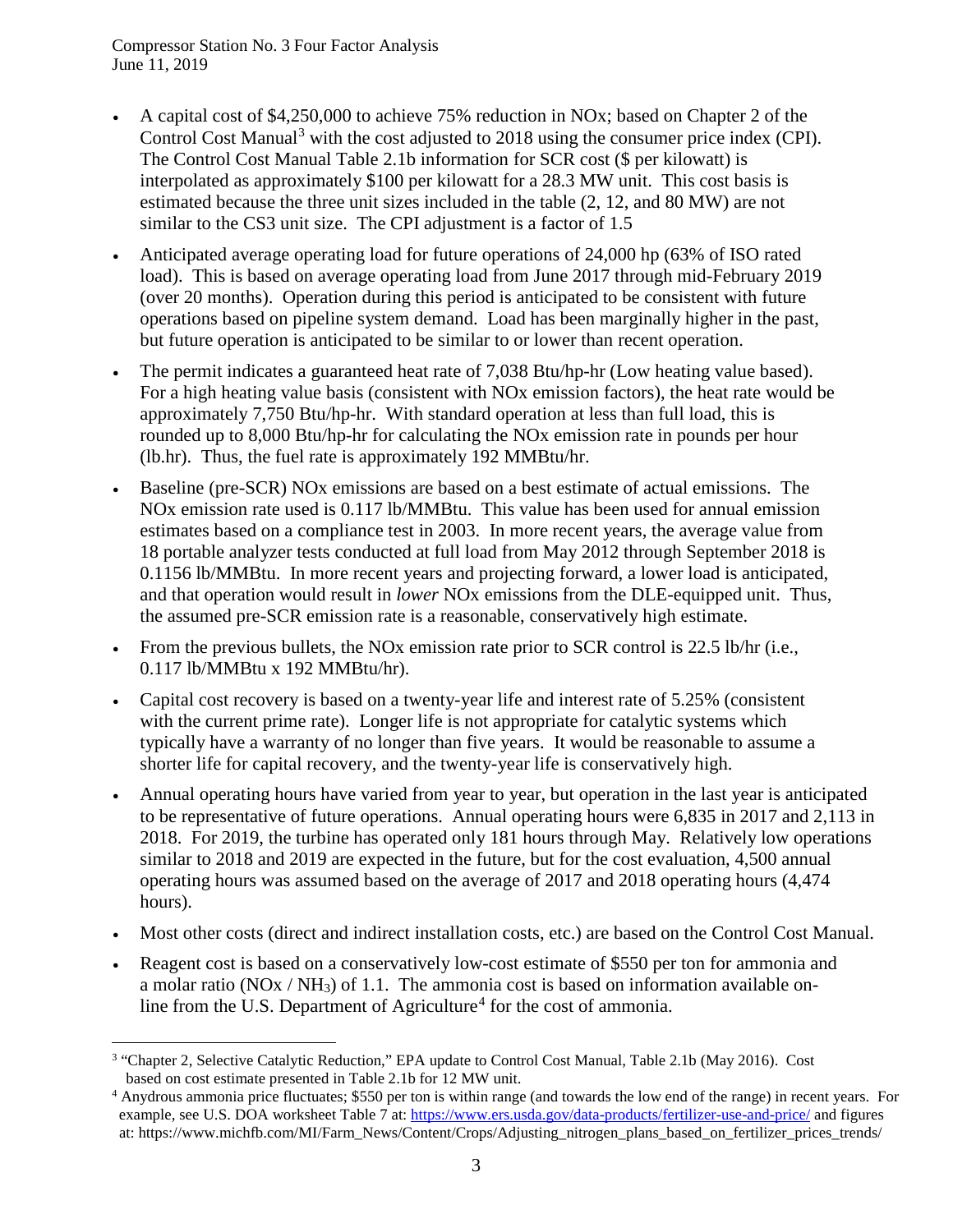- A capital cost of $4,250,000 to achieve 75% reduction in NOx; based on Chapter 2 of the Control Cost Manual[3] with the cost adjusted to 2018 using the consumer price index (CPI). The Control Cost Manual Table 2.1b information for SCR cost ($ per kilowatt) is interpolated as approximately $100 per kilowatt for a 28.3 MW unit. This cost basis is estimated because the three unit sizes included in the table (2, 12, and 80 MW) are not similar to the CS3 unit size. The CPI adjustment is a factor of 1.5
- Anticipated average operating load for future operations of 24,000 hp (63% of ISO rated load). This is based on average operating load from June 2017 through mid-February 2019 (over 20 months). Operation during this period is anticipated to be consistent with future operations based on pipeline system demand. Load has been marginally higher in the past, but future operation is anticipated to be similar to or lower than recent operation.
- The permit indicates a guaranteed heat rate of 7,038 Btu/hp-hr (Low heating value based). For a high heating value basis (consistent with NOx emission factors), the heat rate would be approximately 7,750 Btu/hp-hr. With standard operation at less than full load, this is rounded up to 8,000 Btu/hp-hr for calculating the NOx emission rate in pounds per hour (lb.hr). Thus, the fuel rate is approximately 192 MMBtu/hr.
- Baseline (pre-SCR) NOx emissions are based on a best estimate of actual emissions. The NOx emission rate used is 0.117 lb/MMBtu. This value has been used for annual emission estimates based on a compliance test in 2003. In more recent years, the average value from 18 portable analyzer tests conducted at full load from May 2012 through September 2018 is 0.1156 lb/MMBtu. In more recent years and projecting forward, a lower load is anticipated, and that operation would result in *lower* NOx emissions from the DLE-equipped unit. Thus, the assumed pre-SCR emission rate is a reasonable, conservatively high estimate.
- From the previous bullets, the NOx emission rate prior to SCR control is 22.5 lb/hr (i.e., 0.117 lb/MMBtu x 192 MMBtu/hr).
- Capital cost recovery is based on a twenty-year life and interest rate of 5.25% (consistent with the current prime rate). Longer life is not appropriate for catalytic systems which typically have a warranty of no longer than five years. It would be reasonable to assume a shorter life for capital recovery, and the twenty-year life is conservatively high.
- Annual operating hours have varied from year to year, but operation in the last year is anticipated to be representative of future operations. Annual operating hours were 6,835 in 2017 and 2,113 in 2018. For 2019, the turbine has operated only 181 hours through May. Relatively low operations similar to 2018 and 2019 are expected in the future, but for the cost evaluation, 4,500 annual operating hours was assumed based on the average of 2017 and 2018 operating hours (4,474 hours).
- Most other costs (direct and indirect installation costs, etc.) are based on the Control Cost Manual.
- Reagent cost is based on a conservatively low-cost estimate of $550 per ton for ammonia and a molar ratio (NOx / $NH_3$) of 1.1. The ammonia cost is based on information available on-line from the U.S. Department of Agriculture[4] for the cost of ammonia.

---

[3] "Chapter 2, Selective Catalytic Reduction," EPA update to Control Cost Manual, Table 2.1b (May 2016). Cost based on cost estimate presented in Table 2.1b for 12 MW unit.

[4] Anydrous ammonia price fluctuates; $550 per ton is within range (and towards the low end of the range) in recent years. For example, see U.S. DOA worksheet Table 7 at: https://www.ers.usda.gov/data-products/fertilizer-use-and-price/ and figures at: https://www.michfb.com/MI/Farm_News/Content/Crops/Adjusting_nitrogen_plans_based_on_fertilizer_prices_trends/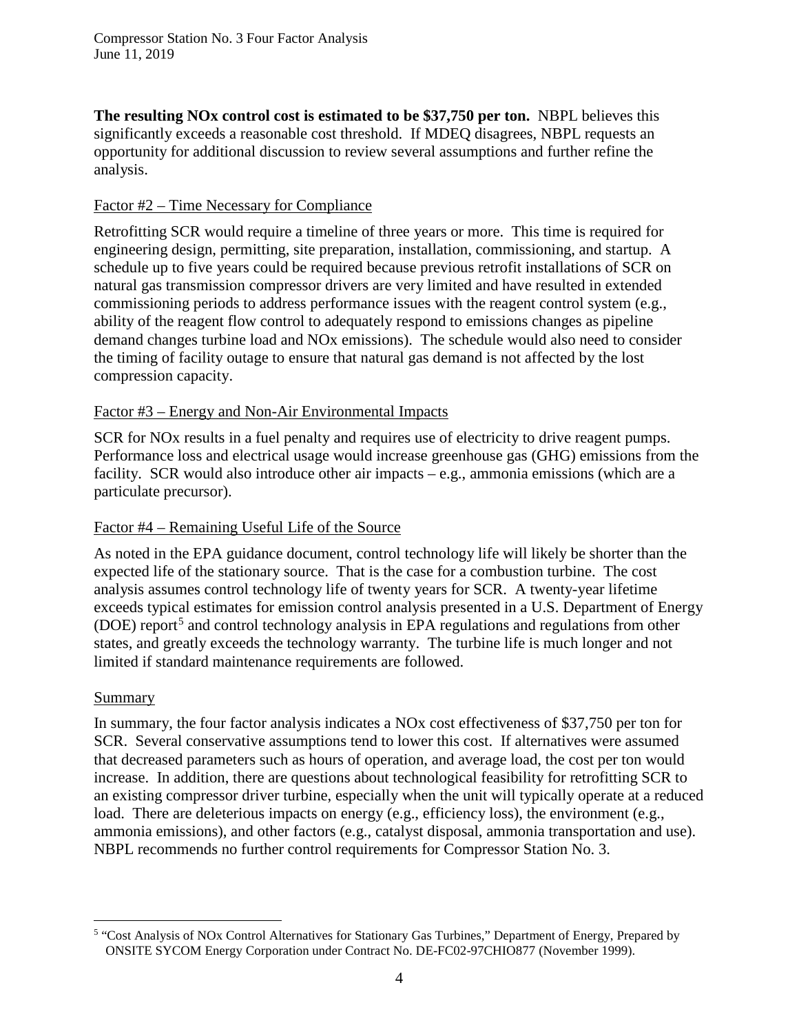**The resulting NOx control cost is estimated to be $37,750 per ton.** NBPL believes this significantly exceeds a reasonable cost threshold. If MDEQ disagrees, NBPL requests an opportunity for additional discussion to review several assumptions and further refine the analysis.

Factor #2 – Time Necessary for Compliance

Retrofitting SCR would require a timeline of three years or more. This time is required for engineering design, permitting, site preparation, installation, commissioning, and startup. A schedule up to five years could be required because previous retrofit installations of SCR on natural gas transmission compressor drivers are very limited and have resulted in extended commissioning periods to address performance issues with the reagent control system (e.g., ability of the reagent flow control to adequately respond to emissions changes as pipeline demand changes turbine load and NOx emissions). The schedule would also need to consider the timing of facility outage to ensure that natural gas demand is not affected by the lost compression capacity.

Factor #3 – Energy and Non-Air Environmental Impacts

SCR for NOx results in a fuel penalty and requires use of electricity to drive reagent pumps. Performance loss and electrical usage would increase greenhouse gas (GHG) emissions from the facility. SCR would also introduce other air impacts – e.g., ammonia emissions (which are a particulate precursor).

Factor #4 – Remaining Useful Life of the Source

As noted in the EPA guidance document, control technology life will likely be shorter than the expected life of the stationary source. That is the case for a combustion turbine. The cost analysis assumes control technology life of twenty years for SCR. A twenty-year lifetime exceeds typical estimates for emission control analysis presented in a U.S. Department of Energy (DOE) report[5] and control technology analysis in EPA regulations and regulations from other states, and greatly exceeds the technology warranty. The turbine life is much longer and not limited if standard maintenance requirements are followed.

Summary

In summary, the four factor analysis indicates a NOx cost effectiveness of $37,750 per ton for SCR. Several conservative assumptions tend to lower this cost. If alternatives were assumed that decreased parameters such as hours of operation, and average load, the cost per ton would increase. In addition, there are questions about technological feasibility for retrofitting SCR to an existing compressor driver turbine, especially when the unit will typically operate at a reduced load. There are deleterious impacts on energy (e.g., efficiency loss), the environment (e.g., ammonia emissions), and other factors (e.g., catalyst disposal, ammonia transportation and use). NBPL recommends no further control requirements for Compressor Station No. 3.

[5] "Cost Analysis of NOx Control Alternatives for Stationary Gas Turbines," Department of Energy, Prepared by ONSITE SYCOM Energy Corporation under Contract No. DE-FC02-97CHIO877 (November 1999).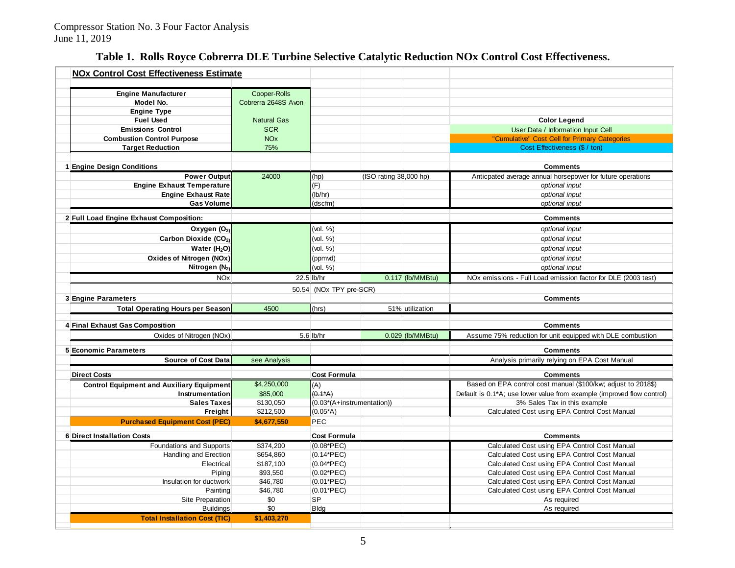Compressor Station No. 3 Four Factor Analysis
June 11, 2019

## Table 1. Rolls Royce Cobrerra DLE Turbine Selective Catalytic Reduction NOx Control Cost Effectiveness.

| NOx Control Cost Effectiveness Estimate | | | | | |
|---|---|---|---|---|---|
| **Engine Manufacturer** | Cooper-Rolls | | | | |
| **Model No.** | Cobrerra 2648S Avon | | | | |
| **Engine Type** | | | | | |
| **Fuel Used** | Natural Gas | | | | **Color Legend** |
| **Emissions Control** | SCR | | | | User Data / Information Input Cell |
| **Combustion Control Purpose** | NOx | | | | "Cumulative" Cost Cell for Primary Categories |
| **Target Reduction** | 75% | | | | Cost Effectiveness ($ / ton) |
| **1 Engine Design Conditions** | | | | | **Comments** |
| **Power Output** | 24000 | (hp) | (ISO rating 38,000 hp) | | Anticpated average annual horsepower for future operations |
| **Engine Exhaust Temperature** | | (F) | | | *optional input* |
| **Engine Exhaust Rate** | | (lb/hr) | | | *optional input* |
| **Gas Volume** | | (dscfm) | | | *optional input* |
| **2 Full Load Engine Exhaust Composition:** | | | | | **Comments** |
| **Oxygen ($O_2$)** | | (vol. %) | | | *optional input* |
| **Carbon Dioxide ($CO_2$)** | | (vol. %) | | | *optional input* |
| **Water ($H_2O$)** | | (vol. %) | | | *optional input* |
| **Oxides of Nitrogen (NOx)** | | (ppmvd) | | | *optional input* |
| **Nitrogen ($N_2$)** | | (vol. %) | | | *optional input* |
| NOx | 22.5 | lb/hr | 0.117 | (lb/MMBtu) | NOx emissions - Full Load emission factor for DLE (2003 test) |
| | 50.54 | (NOx TPY pre-SCR) | | | |
| **3 Engine Parameters** | | | | | **Comments** |
| **Total Operating Hours per Season** | 4500 | (hrs) | 51% | utilization | |
| **4 Final Exhaust Gas Composition** | | | | | **Comments** |
| Oxides of Nitrogen (NOx) | 5.6 | lb/hr | 0.029 | (lb/MMBtu) | Assume 75% reduction for unit equipped with DLE combustion |
| **5 Economic Parameters** | | | | | **Comments** |
| **Source of Cost Data** | see Analysis | | | | Analysis primarily relying on EPA Cost Manual |
| **Direct Costs** | | **Cost Formula** | | | **Comments** |
| **Control Equipment and Auxiliary Equipment** | $4,250,000 | (A) | | | Based on EPA control cost manual ($100/kw; adjust to 2018$) |
| **Instrumentation** | $85,000 | ~~(0.1*A)~~ | | | Default is 0.1*A; use lower value from example (improved flow control) |
| **Sales Taxes** | $130,050 | (0.03*(A+instrumentation)) | | | 3% Sales Tax in this example |
| **Freight** | $212,500 | (0.05*A) | | | Calculated Cost using EPA Control Cost Manual |
| **Purchased Equipment Cost (PEC)** | **$4,677,550** | PEC | | | |
| **6 Direct Installation Costs** | | **Cost Formula** | | | **Comments** |
| Foundations and Supports | $374,200 | (0.08*PEC) | | | Calculated Cost using EPA Control Cost Manual |
| Handling and Erection | $654,860 | (0.14*PEC) | | | Calculated Cost using EPA Control Cost Manual |
| Electrical | $187,100 | (0.04*PEC) | | | Calculated Cost using EPA Control Cost Manual |
| Piping | $93,550 | (0.02*PEC) | | | Calculated Cost using EPA Control Cost Manual |
| Insulation for ductwork | $46,780 | (0.01*PEC) | | | Calculated Cost using EPA Control Cost Manual |
| Painting | $46,780 | (0.01*PEC) | | | Calculated Cost using EPA Control Cost Manual |
| Site Preparation | $0 | SP | | | As required |
| Buildings | $0 | Bldg | | | As required |
| **Total Installation Cost (TIC)** | **$1,403,270** | | | | |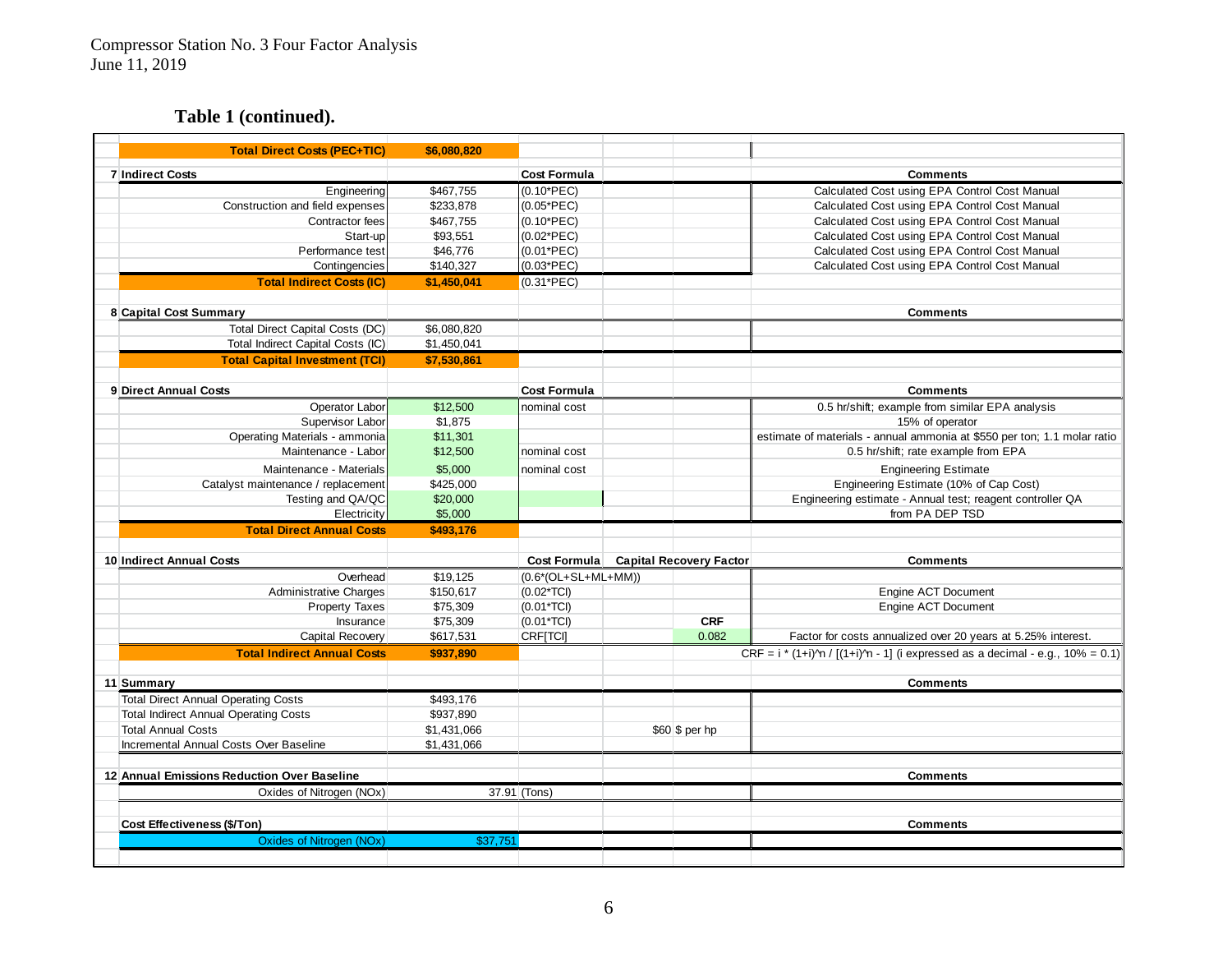Compressor Station No. 3 Four Factor Analysis
June 11, 2019

**Table 1 (continued).**

| | | | | | |
|---|---|---|---|---|---|
| **Total Direct Costs (PEC+TIC)** | **$6,080,820** | | | | |
| **7 Indirect Costs** | | **Cost Formula** | | | **Comments** |
| Engineering | $467,755 | (0.10*PEC) | | | Calculated Cost using EPA Control Cost Manual |
| Construction and field expenses | $233,878 | (0.05*PEC) | | | Calculated Cost using EPA Control Cost Manual |
| Contractor fees | $467,755 | (0.10*PEC) | | | Calculated Cost using EPA Control Cost Manual |
| Start-up | $93,551 | (0.02*PEC) | | | Calculated Cost using EPA Control Cost Manual |
| Performance test | $46,776 | (0.01*PEC) | | | Calculated Cost using EPA Control Cost Manual |
| Contingencies | $140,327 | (0.03*PEC) | | | Calculated Cost using EPA Control Cost Manual |
| **Total Indirect Costs (IC)** | **$1,450,041** | (0.31*PEC) | | | |
| **8 Capital Cost Summary** | | | | | **Comments** |
| Total Direct Capital Costs (DC) | $6,080,820 | | | | |
| Total Indirect Capital Costs (IC) | $1,450,041 | | | | |
| **Total Capital Investment (TCI)** | **$7,530,861** | | | | |
| **9 Direct Annual Costs** | | **Cost Formula** | | | **Comments** |
| Operator Labor | $12,500 | nominal cost | | | 0.5 hr/shift; example from similar EPA analysis |
| Supervisor Labor | $1,875 | | | | 15% of operator |
| Operating Materials - ammonia | $11,301 | | | | estimate of materials - annual ammonia at $550 per ton; 1.1 molar ratio |
| Maintenance - Labor | $12,500 | nominal cost | | | 0.5 hr/shift; rate example from EPA |
| Maintenance - Materials | $5,000 | nominal cost | | | Engineering Estimate |
| Catalyst maintenance / replacement | $425,000 | | | | Engineering Estimate (10% of Cap Cost) |
| Testing and QA/QC | $20,000 | | | | Engineering estimate - Annual test; reagent controller QA |
| Electricity | $5,000 | | | | from PA DEP TSD |
| **Total Direct Annual Costs** | **$493,176** | | | | |
| **10 Indirect Annual Costs** | | **Cost Formula** | **Capital Recovery Factor** | | **Comments** |
| Overhead | $19,125 | (0.6*(OL+SL+ML+MM)) | | | |
| Administrative Charges | $150,617 | (0.02*TCI) | | | Engine ACT Document |
| Property Taxes | $75,309 | (0.01*TCI) | | | Engine ACT Document |
| Insurance | $75,309 | (0.01*TCI) | | **CRF** | |
| Capital Recovery | $617,531 | CRF[TCI] | | 0.082 | Factor for costs annualized over 20 years at 5.25% interest. |
| **Total Indirect Annual Costs** | **$937,890** | | | | CRF = i * (1+i)^n / [(1+i)^n - 1] (i expressed as a decimal - e.g., 10% = 0.1) |
| **11 Summary** | | | | | **Comments** |
| Total Direct Annual Operating Costs | $493,176 | | | | |
| Total Indirect Annual Operating Costs | $937,890 | | | | |
| Total Annual Costs | $1,431,066 | | $60 | $ per hp | |
| Incremental Annual Costs Over Baseline | $1,431,066 | | | | |
| **12 Annual Emissions Reduction Over Baseline** | | | | | **Comments** |
| Oxides of Nitrogen (NOx) | 37.91 | (Tons) | | | |
| **Cost Effectiveness ($/Ton)** | | | | | **Comments** |
| Oxides of Nitrogen (NOx) | $37,751 | | | | |